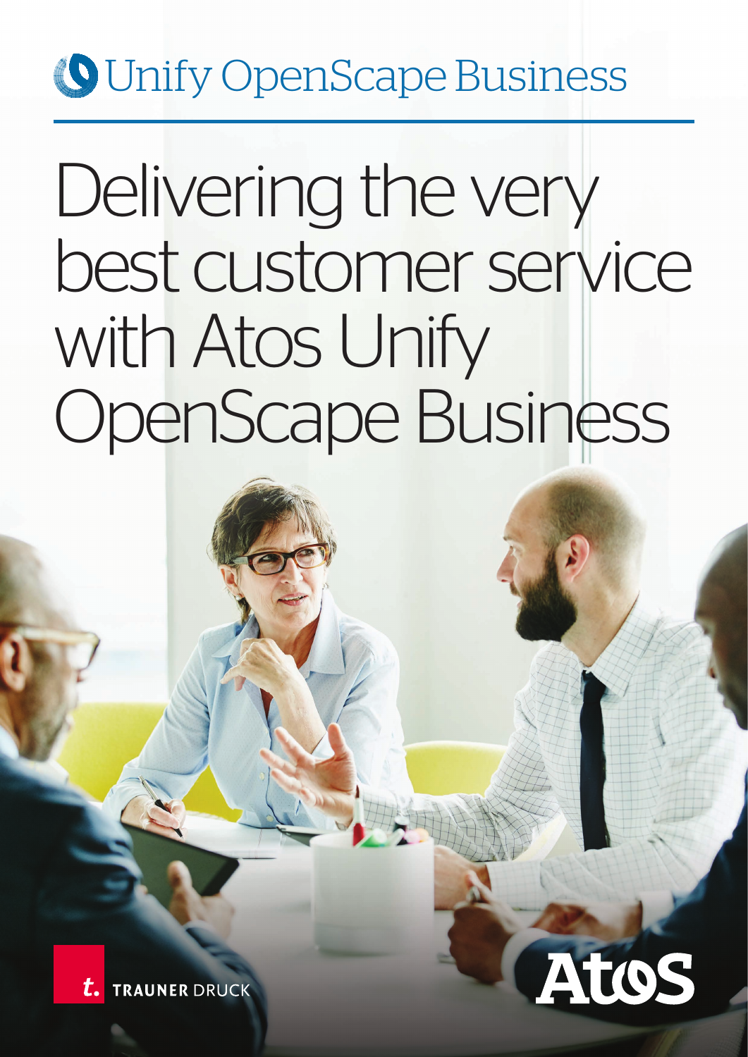Unify OpenScape Business

# Delivering the very best customer service with Atos Unify OpenScape Business

TRAUNER DRUCK

Atos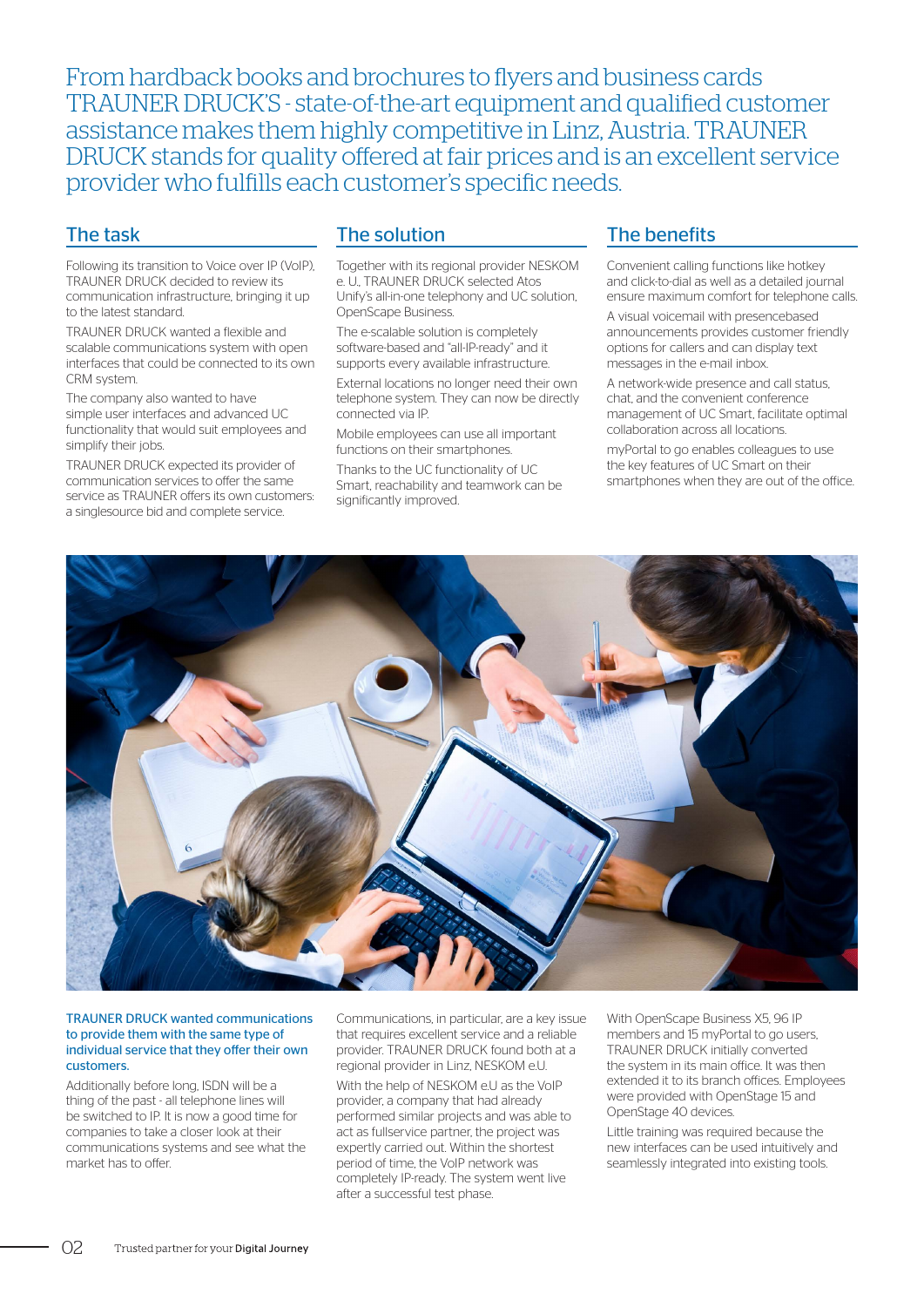From hardback books and brochures to flyers and business cards TRAUNER DRUCK'S - state-of-the-art equipment and qualified customer assistance makes them highly competitive in Linz, Austria. TRAUNER DRUCK stands for quality offered at fair prices and is an excellent service provider who fulfills each customer's specific needs.

## The task

Following its transition to Voice over IP (VoIP), TRAUNER DRUCK decided to review its communication infrastructure, bringing it up to the latest standard.

TRAUNER DRUCK wanted a flexible and scalable communications system with open interfaces that could be connected to its own CRM system.

The company also wanted to have simple user interfaces and advanced UC functionality that would suit employees and simplify their jobs.

TRAUNER DRUCK expected its provider of communication services to offer the same service as TRAUNER offers its own customers: a singlesource bid and complete service.

## The solution

Together with its regional provider NESKOM e. U., TRAUNER DRUCK selected Atos Unify's all-in-one telephony and UC solution, OpenScape Business.

The e-scalable solution is completely software-based and "all-IP-ready" and it supports every available infrastructure.

External locations no longer need their own telephone system. They can now be directly connected via IP.

Mobile employees can use all important functions on their smartphones.

Thanks to the UC functionality of UC Smart, reachability and teamwork can be significantly improved.

## The benefits

Convenient calling functions like hotkey and click-to-dial as well as a detailed journal ensure maximum comfort for telephone calls.

A visual voicemail with presencebased announcements provides customer friendly options for callers and can display text messages in the e-mail inbox.

A network-wide presence and call status, chat, and the convenient conference management of UC Smart, facilitate optimal collaboration across all locations.

myPortal to go enables colleagues to use the key features of UC Smart on their smartphones when they are out of the office.

**TRAUNER DRUCK wanted communications to provide them with the same type of individual service that they offer their own customers.**

Additionally before long, ISDN will be a thing of the past - all telephone lines will be switched to IP. It is now a good time for companies to take a closer look at their communications systems and see what the market has to offer.

Communications, in particular, are a key issue that requires excellent service and a reliable provider. TRAUNER DRUCK found both at a regional provider in Linz, NESKOM e.U.

With the help of NESKOM e.U as the VoIP provider, a company that had already performed similar projects and was able to act as fullservice partner, the project was expertly carried out. Within the shortest period of time, the VoIP network was completely IP-ready. The system went live after a successful test phase.

With OpenScape Business X5, 96 IP members and 15 myPortal to go users, TRAUNER DRUCK initially converted the system in its main office. It was then extended it to its branch offices. Employees were provided with OpenStage 15 and OpenStage 40 devices.

Little training was required because the new interfaces can be used intuitively and seamlessly integrated into existing tools.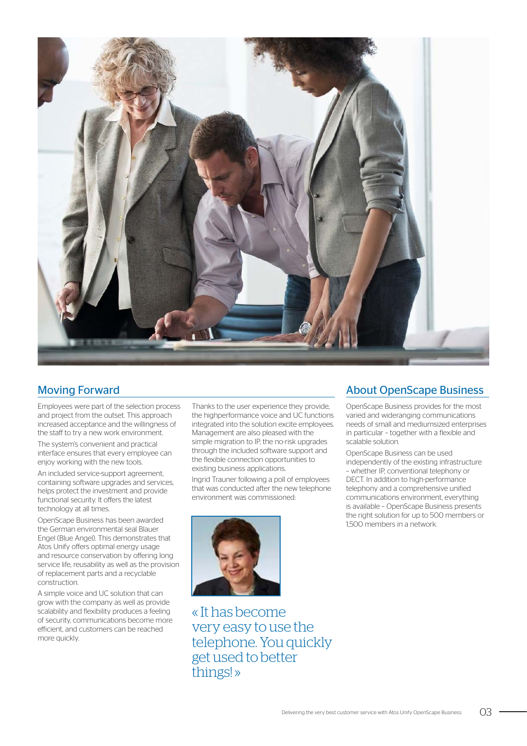## Moving Forward

Employees were part of the selection process and project from the outset. This approach increased acceptance and the willingness of the staff to try a new work environment.

The system's convenient and practical interface ensures that every employee can enjoy working with the new tools.

An included service-support agreement, containing software upgrades and services, helps protect the investment and provide functional security. It offers the latest technology at all times.

OpenScape Business has been awarded the German environmental seal Blauer Engel (Blue Angel). This demonstrates that Atos Unify offers optimal energy usage and resource conservation by offering long service life, reusability as well as the provision of replacement parts and a recyclable construction.

A simple voice and UC solution that can grow with the company as well as provide scalability and flexibility produces a feeling of security, communications become more efficient, and customers can be reached more quickly.

Thanks to the user experience they provide, the highperformance voice and UC functions integrated into the solution excite employees. Management are also pleased with the simple migration to IP, the no-risk upgrades through the included software support and the flexible connection opportunities to existing business applications.

Ingrid Trauner following a poll of employees that was conducted after the new telephone environment was commissioned:

« It has become very easy to use the telephone. You quickly get used to better things! »

## About OpenScape Business

OpenScape Business provides for the most varied and wideranging communications needs of small and mediumsized enterprises in particular – together with a flexible and scalable solution.

OpenScape Business can be used independently of the existing infrastructure – whether IP, conventional telephony or DECT. In addition to high-performance telephony and a comprehensive unified communications environment, everything is available – OpenScape Business presents the right solution for up to 500 members or 1,500 members in a network.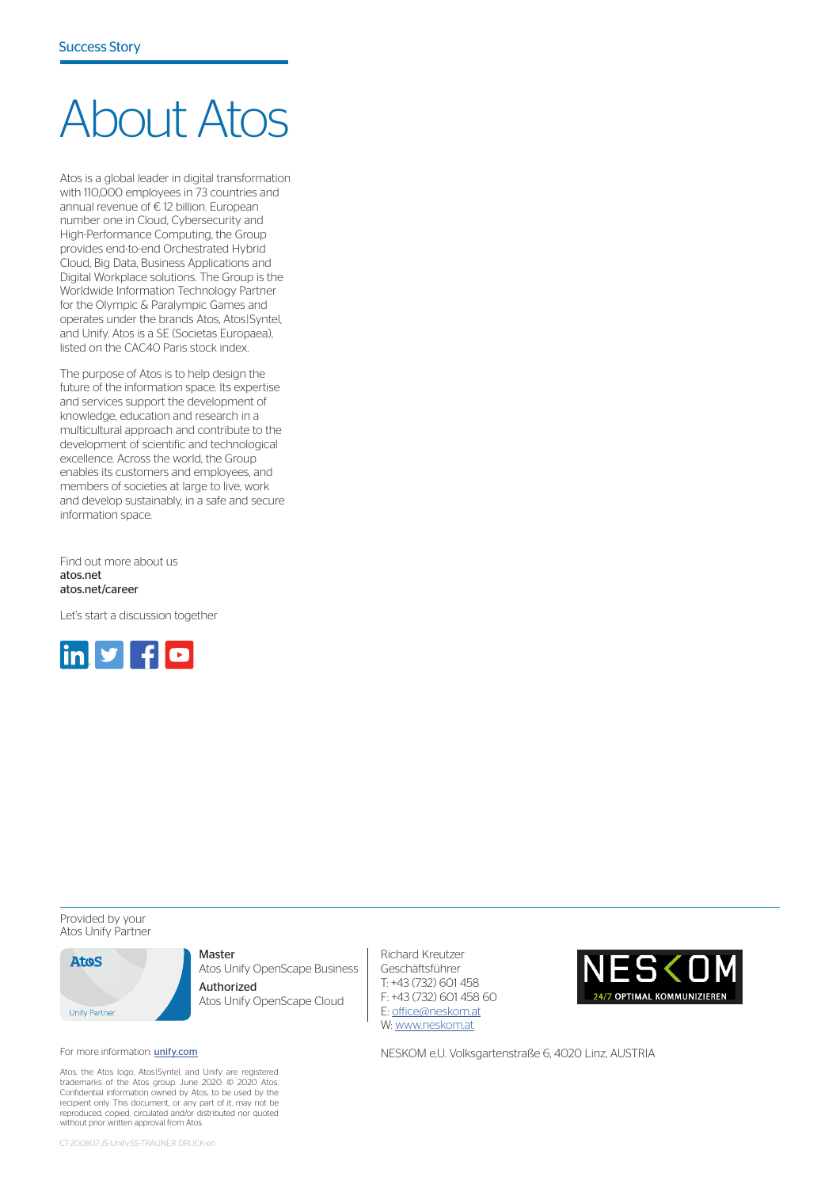Success Story

# About Atos

Atos is a global leader in digital transformation with 110,000 employees in 73 countries and annual revenue of € 12 billion. European number one in Cloud, Cybersecurity and High-Performance Computing, the Group provides end-to-end Orchestrated Hybrid Cloud, Big Data, Business Applications and Digital Workplace solutions. The Group is the Worldwide Information Technology Partner for the Olympic & Paralympic Games and operates under the brands Atos, Atos|Syntel, and Unify. Atos is a SE (Societas Europaea), listed on the CAC40 Paris stock index.

The purpose of Atos is to help design the future of the information space. Its expertise and services support the development of knowledge, education and research in a multicultural approach and contribute to the development of scientific and technological excellence. Across the world, the Group enables its customers and employees, and members of societies at large to live, work and develop sustainably, in a safe and secure information space.

Find out more about us
**atos.net**
**atos.net/career**

Let's start a discussion together

Provided by your
Atos Unify Partner

Atos
Unify Partner

**Master**
Atos Unify OpenScape Business
**Authorized**
Atos Unify OpenScape Cloud

Richard Kreutzer
Geschäftsführer
T: +43 (732) 601 458
F: +43 (732) 601 458 60
E: office@neskom.at
W: www.neskom.at

NESKOM
24/7 OPTIMAL KOMMUNIZIEREN

For more information: **unify.com**

NESKOM e.U. Volksgartenstraße 6, 4020 Linz, AUSTRIA

Atos, the Atos logo, Atos|Syntel, and Unify are registered trademarks of the Atos group. June 2020. © 2020 Atos. Confidential information owned by Atos, to be used by the recipient only. This document, or any part of it, may not be reproduced, copied, circulated and/or distributed nor quoted without prior written approval from Atos.

CT-200807-JS-Unify-SS-TRAUNER DRUCK-en